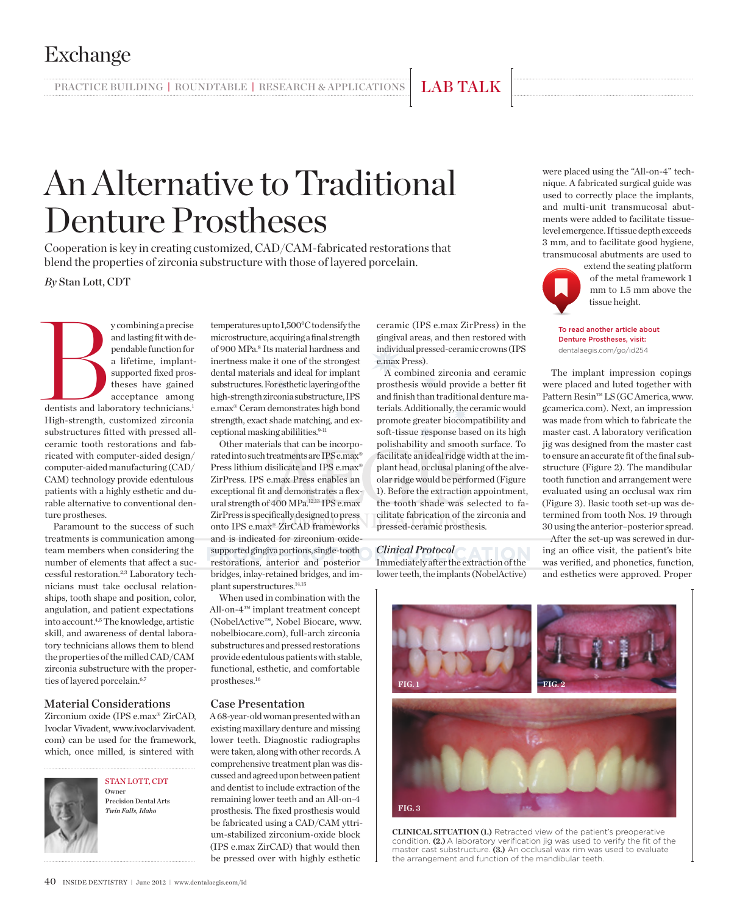# An Alternative to Traditional Denture Prostheses

Cooperation is key in creating customized, CAD/CAM-fabricated restorations that blend the properties of zirconia substructure with those of layered porcelain.

*By* Stan Lott, CDT

By combining a precise and lasting fit with dependable function for a lifetime, implant-supported fixed prostheses have gained acceptance among dentists and laboratory technicians.[1] High-strength, customized zirconia substructures fitted with pressed all-ceramic tooth restorations and fabricated with computer-aided design/computer-aided manufacturing (CAD/CAM) technology provide edentulous patients with a highly esthetic and durable alternative to conventional denture prostheses.

Paramount to the success of such treatments is communication among team members when considering the number of elements that affect a successful restoration.[2,3] Laboratory technicians must take occlusal relationships, tooth shape and position, color, angulation, and patient expectations into account.[4,5] The knowledge, artistic skill, and awareness of dental laboratory technicians allows them to blend the properties of the milled CAD/CAM zirconia substructure with the properties of layered porcelain.[6,7]

## Material Considerations

Zirconium oxide (IPS e.max® ZirCAD, Ivoclar Vivadent, www.ivoclarvivadent.com) can be used for the framework, which, once milled, is sintered with temperatures up to 1,500°C to densify the microstructure, acquiring a final strength of 900 MPa.[8] Its material hardness and inertness make it one of the strongest dental materials and ideal for implant substructures. For esthetic layering of the high-strength zirconia substructure, IPS e.max® Ceram demonstrates high bond strength, exact shade matching, and exceptional masking abilities.[9-11]

Other materials that can be incorporated into such treatments are IPS e.max® Press lithium disilicate and IPS e.max® ZirPress. IPS e.max Press enables an exceptional fit and demonstrates a flexural strength of 400 MPa.[12,13] IPS e.max ZirPress is specifically designed to press onto IPS e.max® ZirCAD frameworks and is indicated for zirconium oxide-supported gingiva portions, single-tooth restorations, anterior and posterior bridges, inlay-retained bridges, and implant superstructures.[14,15]

When used in combination with the All-on-4™ implant treatment concept (NobelActive™, Nobel Biocare, www.nobelbiocare.com), full-arch zirconia substructures and pressed restorations provide edentulous patients with stable, functional, esthetic, and comfortable prostheses.[16]

## Case Presentation

A 68-year-old woman presented with an existing maxillary denture and missing lower teeth. Diagnostic radiographs were taken, along with other records. A comprehensive treatment plan was discussed and agreed upon between patient and dentist to include extraction of the remaining lower teeth and an All-on-4 prosthesis. The fixed prosthesis would be fabricated using a CAD/CAM yttrium-stabilized zirconium-oxide block (IPS e.max ZirCAD) that would then be pressed over with highly esthetic ceramic (IPS e.max ZirPress) in the gingival areas, and then restored with individual pressed-ceramic crowns (IPS e.max Press).

A combined zirconia and ceramic prosthesis would provide a better fit and finish than traditional denture materials. Additionally, the ceramic would promote greater biocompatibility and soft-tissue response based on its high polishability and smooth surface. To facilitate an ideal ridge width at the implant head, occlusal planing of the alveolar ridge would be performed (Figure 1). Before the extraction appointment, the tooth shade was selected to facilitate fabrication of the zirconia and pressed-ceramic prosthesis.

### *Clinical Protocol*

Immediately after the extraction of the lower teeth, the implants (NobelActive) were placed using the "All-on-4" technique. A fabricated surgical guide was used to correctly place the implants, and multi-unit transmucosal abutments were added to facilitate tissue-level emergence. If tissue depth exceeds 3 mm, and to facilitate good hygiene, transmucosal abutments are used to extend the seating platform of the metal framework 1 mm to 1.5 mm above the tissue height.

To read another article about Denture Prostheses, visit: dentalaegis.com/go/id254

The implant impression copings were placed and luted together with Pattern Resin™ LS (GC America, www.gcamerica.com). Next, an impression was made from which to fabricate the master cast. A laboratory verification jig was designed from the master cast to ensure an accurate fit of the final substructure (Figure 2). The mandibular tooth function and arrangement were evaluated using an occlusal wax rim (Figure 3). Basic tooth set-up was determined from tooth Nos. 19 through 30 using the anterior–posterior spread.

After the set-up was screwed in during an office visit, the patient's bite was verified, and phonetics, function, and esthetics were approved. Proper

FIG. 1 FIG. 2 FIG. 3

**CLINICAL SITUATION (1.)** Retracted view of the patient's preoperative condition. **(2.)** A laboratory verification jig was used to verify the fit of the master cast substructure. **(3.)** An occlusal wax rim was used to evaluate the arrangement and function of the mandibular teeth.

**STAN LOTT, CDT**
Owner
Precision Dental Arts
*Twin Falls, Idaho*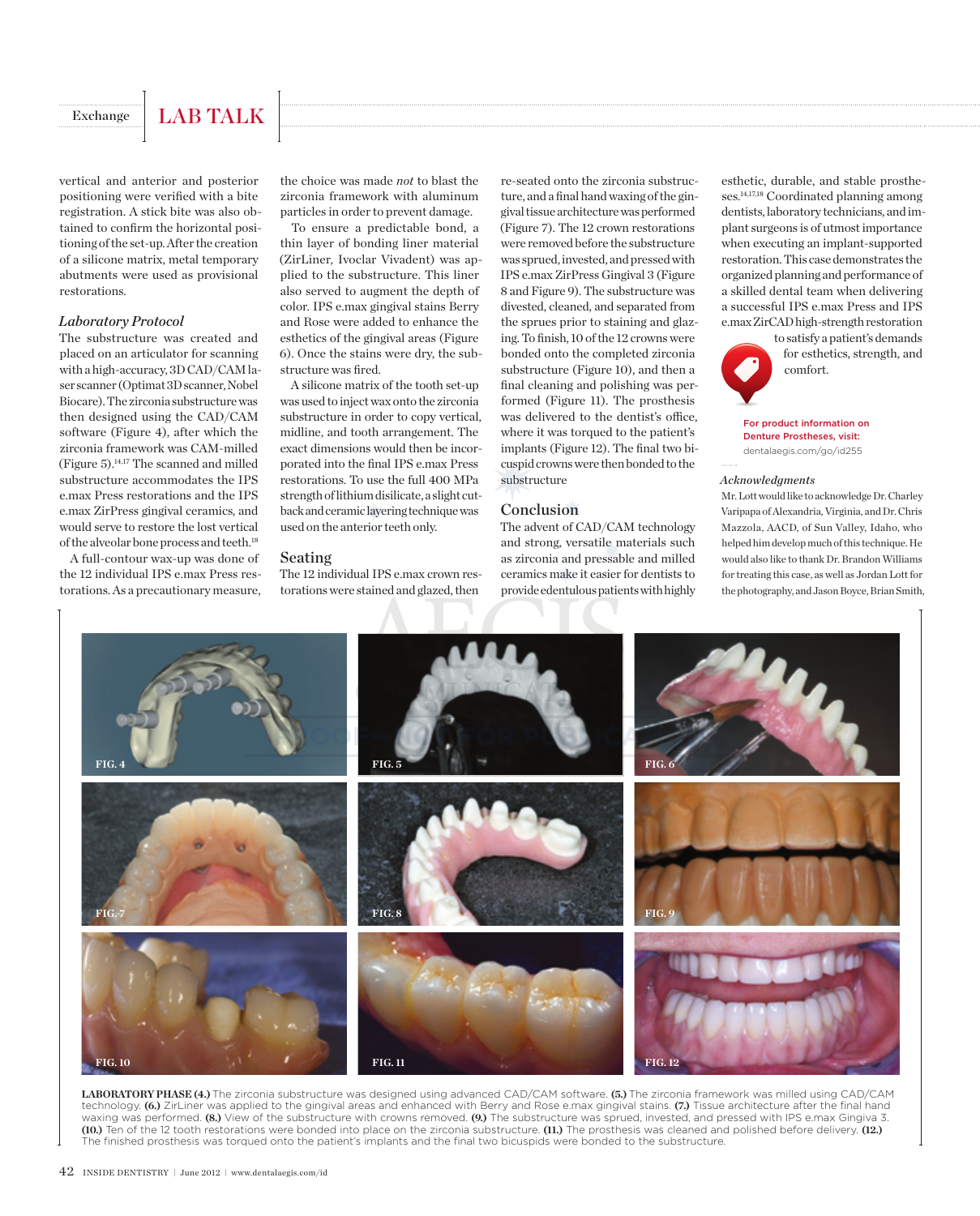vertical and anterior and posterior positioning were verified with a bite registration. A stick bite was also obtained to confirm the horizontal positioning of the set-up. After the creation of a silicone matrix, metal temporary abutments were used as provisional restorations.

### *Laboratory Protocol*

The substructure was created and placed on an articulator for scanning with a high-accuracy, 3D CAD/CAM laser scanner (Optimat 3D scanner, Nobel Biocare). The zirconia substructure was then designed using the CAD/CAM software (Figure 4), after which the zirconia framework was CAM-milled (Figure 5).[14,17] The scanned and milled substructure accommodates the IPS e.max Press restorations and the IPS e.max ZirPress gingival ceramics, and would serve to restore the lost vertical of the alveolar bone process and teeth.[18]

A full-contour wax-up was done of the 12 individual IPS e.max Press restorations. As a precautionary measure, the choice was made *not* to blast the zirconia framework with aluminum particles in order to prevent damage.

To ensure a predictable bond, a thin layer of bonding liner material (ZirLiner, Ivoclar Vivadent) was applied to the substructure. This liner also served to augment the depth of color. IPS e.max gingival stains Berry and Rose were added to enhance the esthetics of the gingival areas (Figure 6). Once the stains were dry, the substructure was fired.

A silicone matrix of the tooth set-up was used to inject wax onto the zirconia substructure in order to copy vertical, midline, and tooth arrangement. The exact dimensions would then be incorporated into the final IPS e.max Press restorations. To use the full 400 MPa strength of lithium disilicate, a slight cutback and ceramic layering technique was used on the anterior teeth only.

## Seating

The 12 individual IPS e.max crown restorations were stained and glazed, then re-seated onto the zirconia substructure, and a final hand waxing of the gingival tissue architecture was performed (Figure 7). The 12 crown restorations were removed before the substructure was sprued, invested, and pressed with IPS e.max ZirPress Gingival 3 (Figure 8 and Figure 9). The substructure was divested, cleaned, and separated from the sprues prior to staining and glazing. To finish, 10 of the 12 crowns were bonded onto the completed zirconia substructure (Figure 10), and then a final cleaning and polishing was performed (Figure 11). The prosthesis was delivered to the dentist's office, where it was torqued to the patient's implants (Figure 12). The final two bicuspid crowns were then bonded to the substructure

## Conclusion

The advent of CAD/CAM technology and strong, versatile materials such as zirconia and pressable and milled ceramics make it easier for dentists to provide edentulous patients with highly esthetic, durable, and stable prostheses.[14,17,18] Coordinated planning among dentists, laboratory technicians, and implant surgeons is of utmost importance when executing an implant-supported restoration. This case demonstrates the organized planning and performance of a skilled dental team when delivering a successful IPS e.max Press and IPS e.max ZirCAD high-strength restoration to satisfy a patient's demands for esthetics, strength, and comfort.

For product information on Denture Prostheses, visit: dentalaegis.com/go/id255

### *Acknowledgments*

Mr. Lott would like to acknowledge Dr. Charley Varipapa of Alexandria, Virginia, and Dr. Chris Mazzola, AACD, of Sun Valley, Idaho, who helped him develop much of this technique. He would also like to thank Dr. Brandon Williams for treating this case, as well as Jordan Lott for the photography, and Jason Boyce, Brian Smith,

FIG. 4 FIG. 5 FIG. 6 FIG. 7 FIG. 8 FIG. 9 FIG. 10 FIG. 11 FIG. 12

**LABORATORY PHASE (4.)** The zirconia substructure was designed using advanced CAD/CAM software. **(5.)** The zirconia framework was milled using CAD/CAM technology. **(6.)** ZirLiner was applied to the gingival areas and enhanced with Berry and Rose e.max gingival stains. **(7.)** Tissue architecture after the final hand waxing was performed. **(8.)** View of the substructure with crowns removed. **(9.)** The substructure was sprued, invested, and pressed with IPS e.max Gingiva 3. **(10.)** Ten of the 12 tooth restorations were bonded into place on the zirconia substructure. **(11.)** The prosthesis was cleaned and polished before delivery. **(12.)** The finished prosthesis was torqued onto the patient's implants and the final two bicuspids were bonded to the substructure.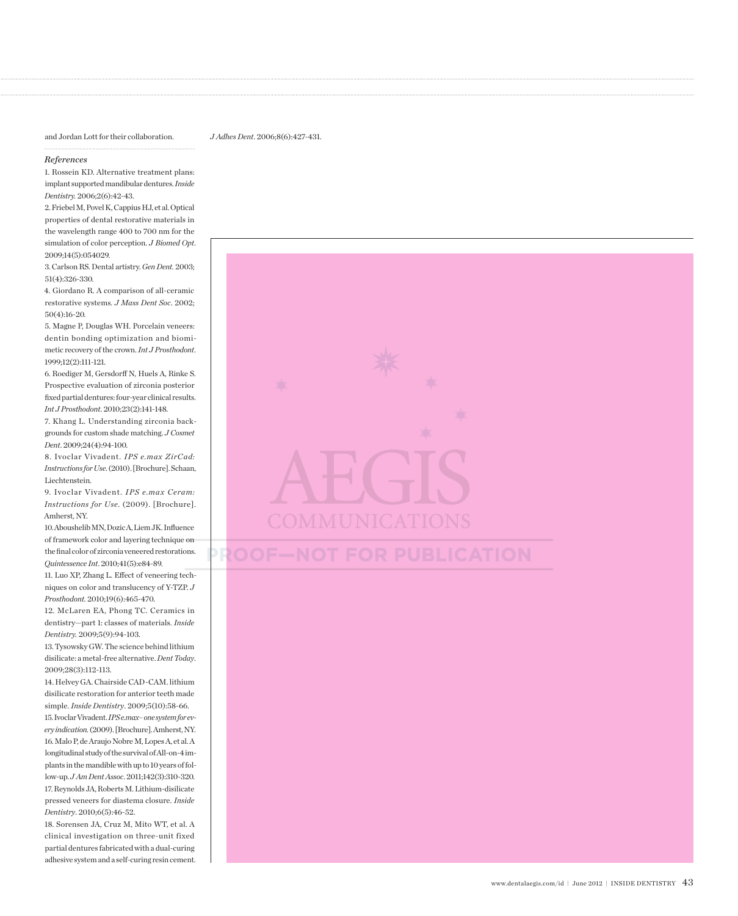and Jordan Lott for their collaboration.

*References*

1. Rossein KD. Alternative treatment plans: implant supported mandibular dentures. *Inside Dentistry.* 2006;2(6):42-43.
2. Friebel M, Povel K, Cappius HJ, et al. Optical properties of dental restorative materials in the wavelength range 400 to 700 nm for the simulation of color perception. *J Biomed Opt*. 2009;14(5):054029.
3. Carlson RS. Dental artistry. *Gen Dent.* 2003; 51(4):326-330.
4. Giordano R. A comparison of all-ceramic restorative systems. *J Mass Dent Soc*. 2002; 50(4):16-20.
5. Magne P, Douglas WH. Porcelain veneers: dentin bonding optimization and biomimetic recovery of the crown. *Int J Prosthodont.* 1999;12(2):111-121.
6. Roediger M, Gersdorff N, Huels A, Rinke S. Prospective evaluation of zirconia posterior fixed partial dentures: four-year clinical results. *Int J Prosthodont*. 2010;23(2):141-148.
7. Khang L. Understanding zirconia backgrounds for custom shade matching. *J Cosmet Dent*. 2009;24(4):94-100.
8. Ivoclar Vivadent. *IPS e.max ZirCad: Instructions for Use*. (2010). [Brochure]. Schaan, Liechtenstein.
9. Ivoclar Vivadent. *IPS e.max Ceram: Instructions for Use*. (2009). [Brochure]. Amherst, NY.
10. Aboushelib MN, Dozic A, Liem JK. Influence of framework color and layering technique on the final color of zirconia veneered restorations. *Quintessence Int*. 2010;41(5):e84-89.
11. Luo XP, Zhang L. Effect of veneering techniques on color and translucency of Y-TZP. *J Prosthodont.* 2010;19(6):465-470.
12. McLaren EA, Phong TC. Ceramics in dentistry—part 1: classes of materials. *Inside Dentistry.* 2009;5(9):94-103.
13. Tysowsky GW. The science behind lithium disilicate: a metal-free alternative. *Dent Today*. 2009;28(3):112-113.
14. Helvey GA. Chairside CAD-CAM. lithium disilicate restoration for anterior teeth made simple. *Inside Dentistry*. 2009;5(10):58-66.
15. Ivoclar Vivadent. *IPS e.max– one system for every indication.* (2009). [Brochure]. Amherst, NY.
16. Malo P, de Araujo Nobre M, Lopes A, et al. A longitudinal study of the survival of All-on-4 implants in the mandible with up to 10 years of follow-up. *J Am Dent Assoc*. 2011;142(3):310-320.
17. Reynolds JA, Roberts M. Lithium-disilicate pressed veneers for diastema closure. *Inside Dentistry*. 2010;6(5):46-52.
18. Sorensen JA, Cruz M, Mito WT, et al. A clinical investigation on three-unit fixed partial dentures fabricated with a dual-curing adhesive system and a self-curing resin cement. *J Adhes Dent*. 2006;8(6):427-431.